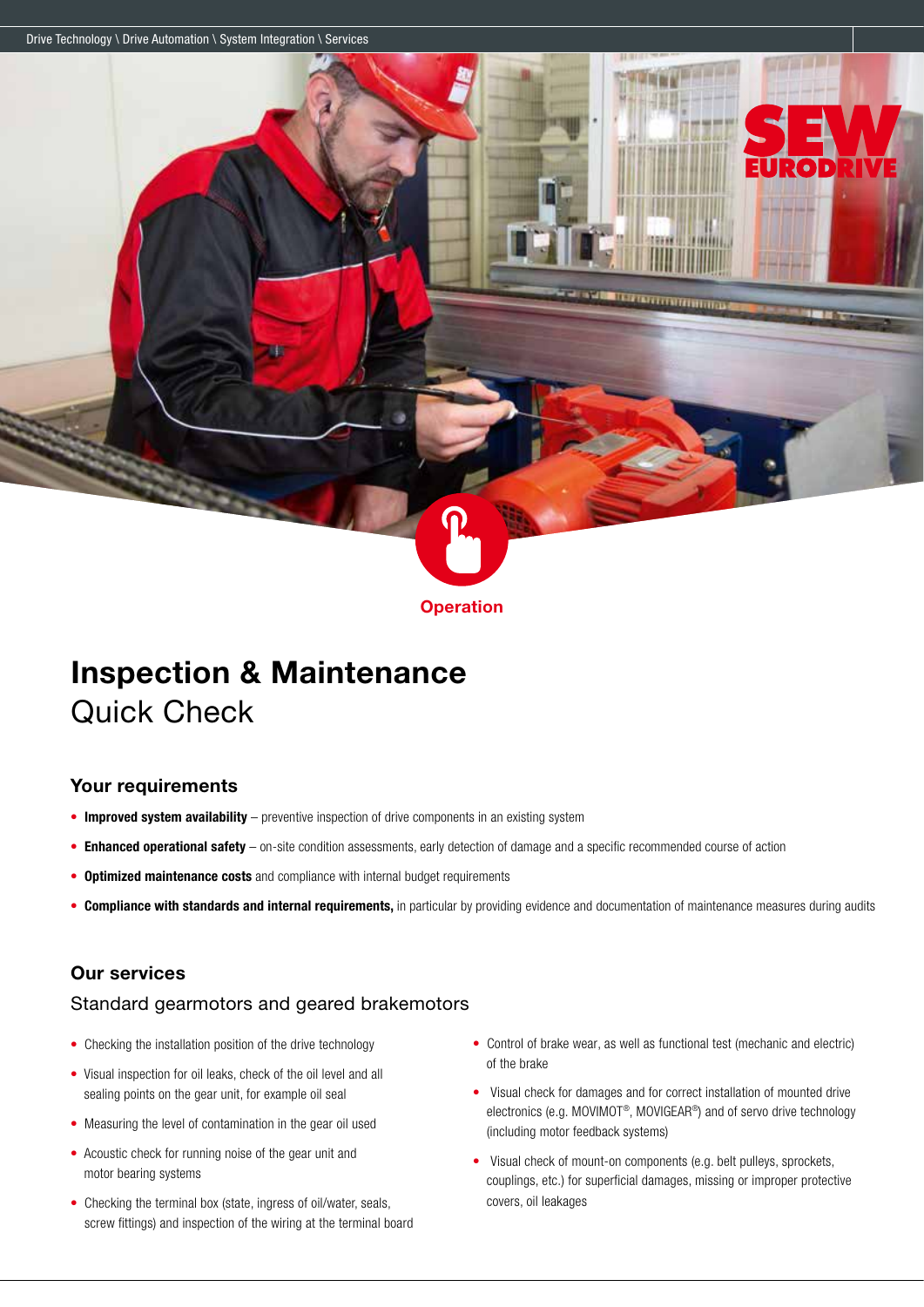Drive Technology \ Drive Automation \ System Integration \ Services

Operation

# Inspection & Maintenance
## Quick Check

### Your requirements

- **Improved system availability** – preventive inspection of drive components in an existing system
- **Enhanced operational safety** – on-site condition assessments, early detection of damage and a specific recommended course of action
- **Optimized maintenance costs** and compliance with internal budget requirements
- **Compliance with standards and internal requirements,** in particular by providing evidence and documentation of maintenance measures during audits

### Our services

Standard gearmotors and geared brakemotors

- Checking the installation position of the drive technology
- Visual inspection for oil leaks, check of the oil level and all sealing points on the gear unit, for example oil seal
- Measuring the level of contamination in the gear oil used
- Acoustic check for running noise of the gear unit and motor bearing systems
- Checking the terminal box (state, ingress of oil/water, seals, screw fittings) and inspection of the wiring at the terminal board
- Control of brake wear, as well as functional test (mechanic and electric) of the brake
- Visual check for damages and for correct installation of mounted drive electronics (e.g. MOVIMOT®, MOVIGEAR®) and of servo drive technology (including motor feedback systems)
- Visual check of mount-on components (e.g. belt pulleys, sprockets, couplings, etc.) for superficial damages, missing or improper protective covers, oil leakages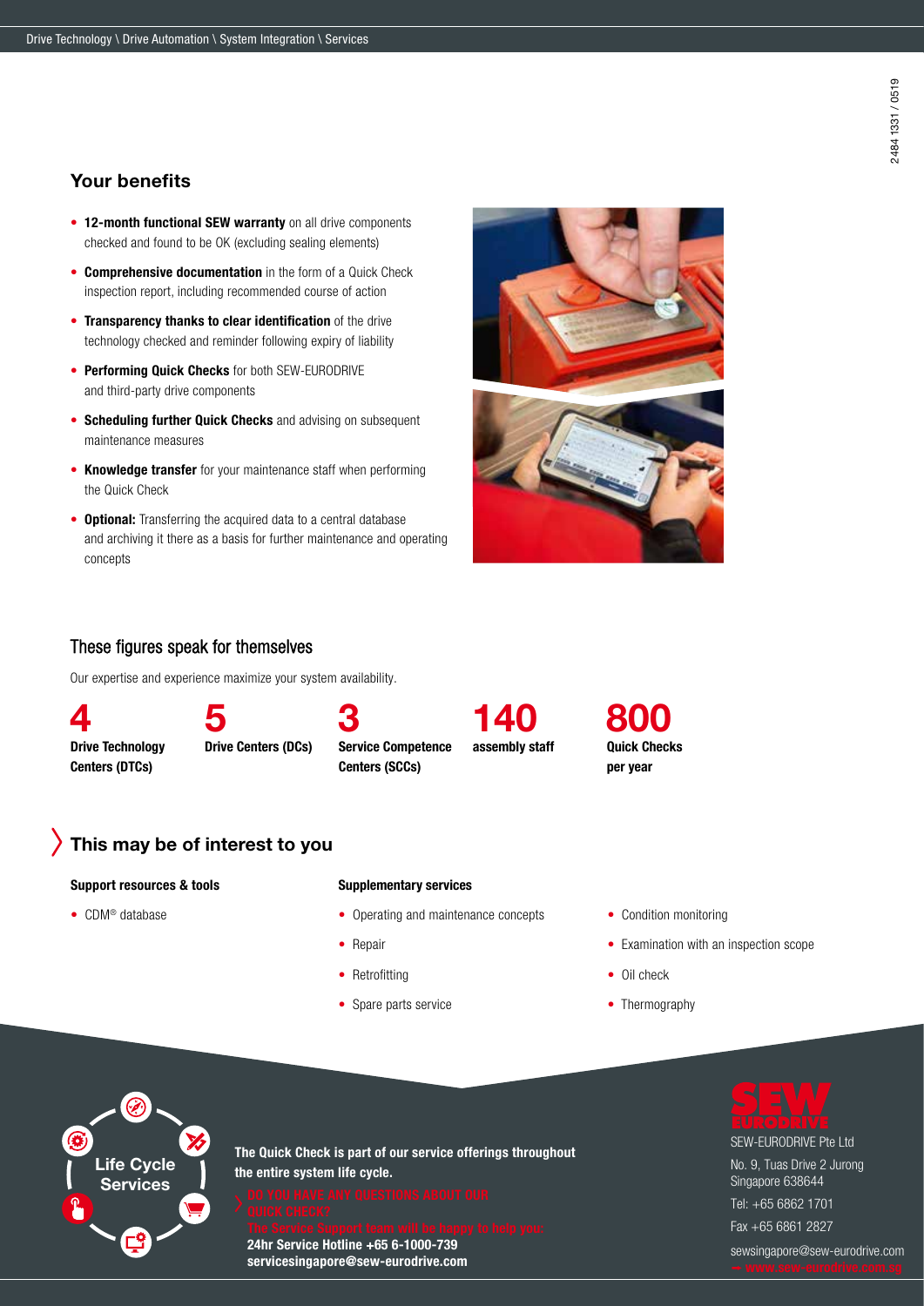## Your benefits

- **12-month functional SEW warranty** on all drive components checked and found to be OK (excluding sealing elements)
- **Comprehensive documentation** in the form of a Quick Check inspection report, including recommended course of action
- **Transparency thanks to clear identification** of the drive technology checked and reminder following expiry of liability
- **Performing Quick Checks** for both SEW-EURODRIVE and third-party drive components
- **Scheduling further Quick Checks** and advising on subsequent maintenance measures
- **Knowledge transfer** for your maintenance staff when performing the Quick Check
- **Optional:** Transferring the acquired data to a central database and archiving it there as a basis for further maintenance and operating concepts

## These figures speak for themselves

Our expertise and experience maximize your system availability.

**4** Drive Technology Centers (DTCs)

**5** Drive Centers (DCs)

**3** Service Competence Centers (SCCs)

**140** assembly staff

**800** Quick Checks per year

## This may be of interest to you

**Support resources & tools**

- CDM® database

**Supplementary services**

- Operating and maintenance concepts
- Repair
- Retrofitting
- Spare parts service
- Condition monitoring
- Examination with an inspection scope
- Oil check
- Thermography

Life Cycle Services

**The Quick Check is part of our service offerings throughout the entire system life cycle.**

DO YOU HAVE ANY QUESTIONS ABOUT OUR QUICK CHECK?

The Service Support team will be happy to help you:

**24hr Service Hotline +65 6-1000-739**
**servicesingapore@sew-eurodrive.com**

SEW EURODRIVE

SEW-EURODRIVE Pte Ltd
No. 9, Tuas Drive 2 Jurong
Singapore 638644
Tel: +65 6862 1701
Fax +65 6861 2827
sewsingapore@sew-eurodrive.com
→ www.sew-eurodrive.com.sg

2484 1331 / 0519